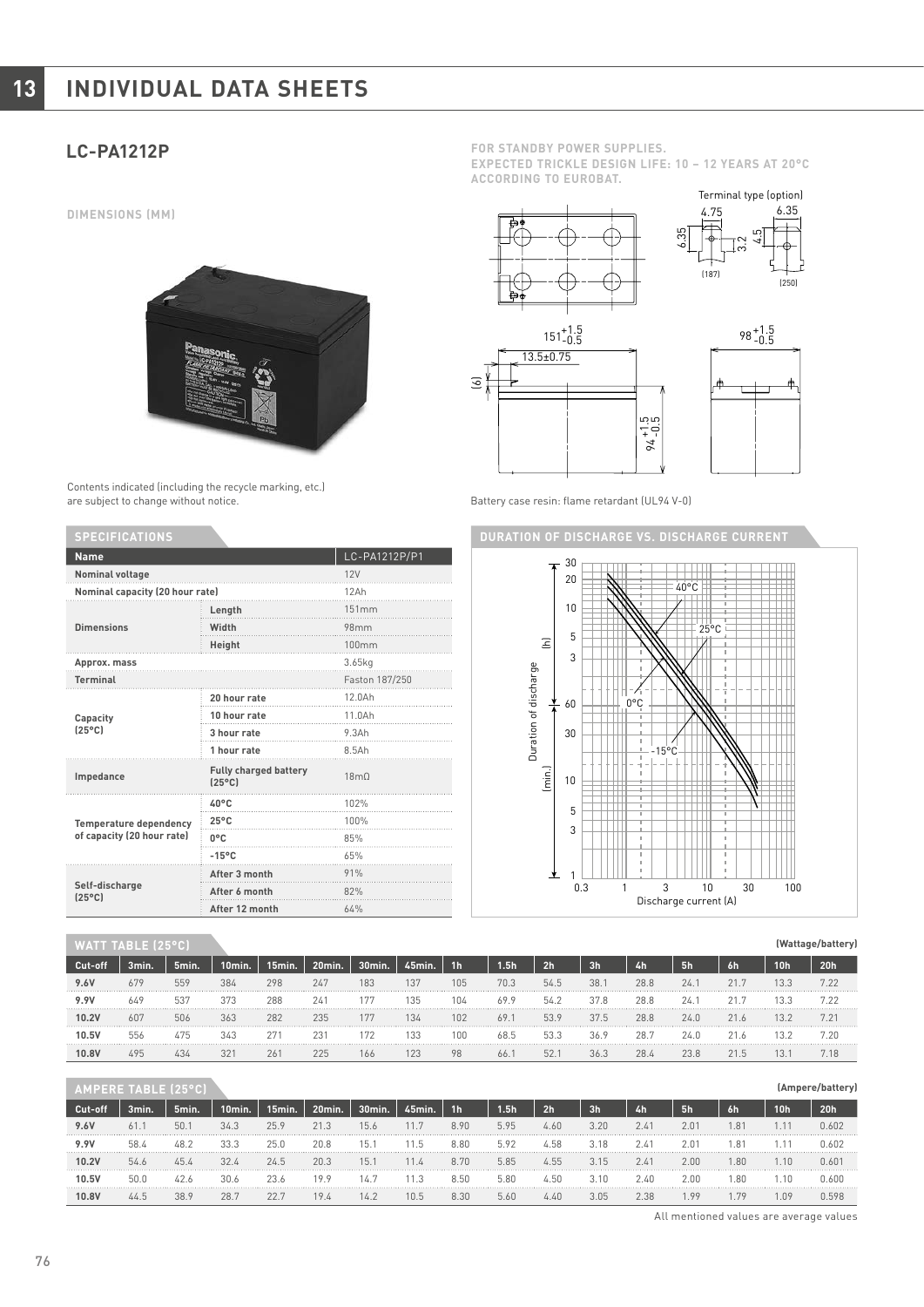# 13 INDIVIDUAL DATA SHEETS

## LC-PA1212P

**FOR STANDBY POWER SUPPLIES.**
**EXPECTED TRICKLE DESIGN LIFE: 10 – 12 YEARS AT 20°C ACCORDING TO EUROBAT.**

**DIMENSIONS (MM)**

Contents indicated (including the recycle marking, etc.) are subject to change without notice.

Battery case resin: flame retardant (UL94 V-0)

### SPECIFICATIONS

| Name | | LC-PA1212P/P1 |
|---|---|---|
| Nominal voltage | | 12V |
| Nominal capacity (20 hour rate) | | 12Ah |
| Dimensions | Length | 151mm |
| | Width | 98mm |
| | Height | 100mm |
| Approx. mass | | 3.65kg |
| Terminal | | Faston 187/250 |
| Capacity (25°C) | 20 hour rate | 12.0Ah |
| | 10 hour rate | 11.0Ah |
| | 3 hour rate | 9.3Ah |
| | 1 hour rate | 8.5Ah |
| Impedance | Fully charged battery (25°C) | 18mΩ |
| Temperature dependency of capacity (20 hour rate) | 40°C | 102% |
| | 25°C | 100% |
| | 0°C | 85% |
| | -15°C | 65% |
| Self-discharge (25°C) | After 3 month | 91% |
| | After 6 month | 82% |
| | After 12 month | 64% |

### DURATION OF DISCHARGE VS. DISCHARGE CURRENT

### WATT TABLE (25°C)

(Wattage/battery)

| Cut-off | 3min. | 5min. | 10min. | 15min. | 20min. | 30min. | 45min. | 1h | 1.5h | 2h | 3h | 4h | 5h | 6h | 10h | 20h |
|---|---|---|---|---|---|---|---|---|---|---|---|---|---|---|---|---|
| 9.6V | 679 | 559 | 384 | 298 | 247 | 183 | 137 | 105 | 70.3 | 54.5 | 38.1 | 28.8 | 24.1 | 21.7 | 13.3 | 7.22 |
| 9.9V | 649 | 537 | 373 | 288 | 241 | 177 | 135 | 104 | 69.9 | 54.2 | 37.8 | 28.8 | 24.1 | 21.7 | 13.3 | 7.22 |
| 10.2V | 607 | 506 | 363 | 282 | 235 | 177 | 134 | 102 | 69.1 | 53.9 | 37.5 | 28.8 | 24.0 | 21.6 | 13.2 | 7.21 |
| 10.5V | 556 | 475 | 343 | 271 | 231 | 172 | 133 | 100 | 68.5 | 53.3 | 36.9 | 28.7 | 24.0 | 21.6 | 13.2 | 7.20 |
| 10.8V | 495 | 434 | 321 | 261 | 225 | 166 | 123 | 98 | 66.1 | 52.1 | 36.3 | 28.4 | 23.8 | 21.5 | 13.1 | 7.18 |

### AMPERE TABLE (25°C)

(Ampere/battery)

| Cut-off | 3min. | 5min. | 10min. | 15min. | 20min. | 30min. | 45min. | 1h | 1.5h | 2h | 3h | 4h | 5h | 6h | 10h | 20h |
|---|---|---|---|---|---|---|---|---|---|---|---|---|---|---|---|---|
| 9.6V | 61.1 | 50.1 | 34.3 | 25.9 | 21.3 | 15.6 | 11.7 | 8.90 | 5.95 | 4.60 | 3.20 | 2.41 | 2.01 | 1.81 | 1.11 | 0.602 |
| 9.9V | 58.4 | 48.2 | 33.3 | 25.0 | 20.8 | 15.1 | 11.5 | 8.80 | 5.92 | 4.58 | 3.18 | 2.41 | 2.01 | 1.81 | 1.11 | 0.602 |
| 10.2V | 54.6 | 45.4 | 32.4 | 24.5 | 20.3 | 15.1 | 11.4 | 8.70 | 5.85 | 4.55 | 3.15 | 2.41 | 2.00 | 1.80 | 1.10 | 0.601 |
| 10.5V | 50.0 | 42.6 | 30.6 | 23.6 | 19.9 | 14.7 | 11.3 | 8.50 | 5.80 | 4.50 | 3.10 | 2.40 | 2.00 | 1.80 | 1.10 | 0.600 |
| 10.8V | 44.5 | 38.9 | 28.7 | 22.7 | 19.4 | 14.2 | 10.5 | 8.30 | 5.60 | 4.40 | 3.05 | 2.38 | 1.99 | 1.79 | 1.09 | 0.598 |

All mentioned values are average values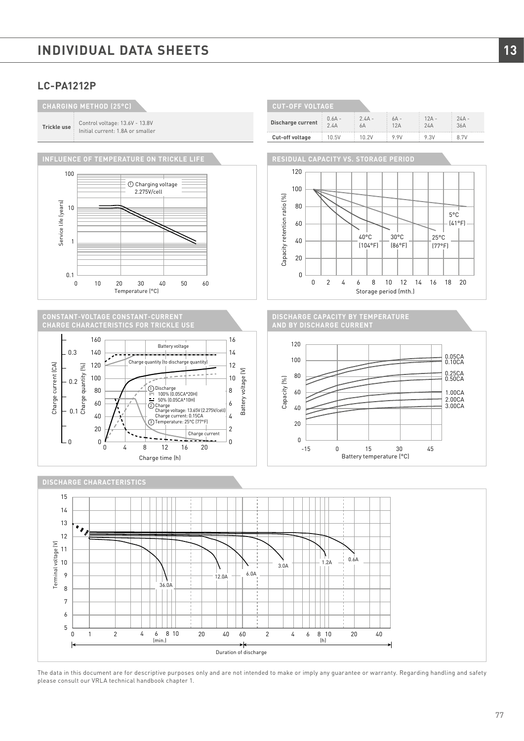# INDIVIDUAL DATA SHEETS

## LC-PA1212P

### CHARGING METHOD (25°C)

| | |
|---|---|
| **Trickle use** | Control voltage: 13.6V - 13.8V<br>Initial current: 1.8A or smaller |

### CUT-OFF VOLTAGE

| **Discharge current** | 0.6A - 2.4A | 2.4A - 6A | 6A - 12A | 12A - 24A | 24A - 36A |
|---|---|---|---|---|---|
| **Cut-off voltage** | 10.5V | 10.2V | 9.9V | 9.3V | 8.7V |

### INFLUENCE OF TEMPERATURE ON TRICKLE LIFE

Service life (years)
100
10
1
0.1
① Charging voltage 2.275V/cell
0 10 20 30 40 50 60
Temperature (°C)

### RESIDUAL CAPACITY VS. STORAGE PERIOD

Capacity retention ratio (%)
120 100 80 60 40 20 0
40°C (104°F)
30°C (86°F)
25°C (77°F)
5°C (41°F)
0 2 4 6 8 10 12 14 16 18 20
Storage period (mth.)

### CONSTANT-VOLTAGE CONSTANT-CURRENT CHARGE CHARACTERISTICS FOR TRICKLE USE

Charge current (CA): 0.3 0.2 0.1 0
Charge quantity (%): 160 140 120 100 80 60 40 20 0
Battery voltage (V): 16 14 12 10 8 6 4 2 0
Battery voltage
Charge quantity (to discharge quantity)
① Discharge
100% (0.05CA*20H)
50% (0.05CA*10H)
② Charge
Charge voltage: 13.65V (2.275V/cell)
Charge current: 0.15CA
③ Temperature: 25°C (77°F)
Charge current
0 4 8 12 16 20
Charge time (h)

### DISCHARGE CAPACITY BY TEMPERATURE AND BY DISCHARGE CURRENT

Capacity (%)
120 100 80 60 40 20 0
0.05CA
0.10CA
0.25CA
0.50CA
1.00CA
2.00CA
3.00CA
-15 0 15 30 45
Battery temperature (°C)

### DISCHARGE CHARACTERISTICS

Terminal voltage (V)
15 14 13 12 11 10 9 8 7 6 5
36.0A
12.0A
6.0A
3.0A
1.2A
0.6A
0 1 2 4 6 8 10 20 40 60 (min.)
2 4 6 8 10 20 40 (h)
Duration of discharge

The data in this document are for descriptive purposes only and are not intended to make or imply any guarantee or warranty. Regarding handling and safety please consult our VRLA technical handbook chapter 1.